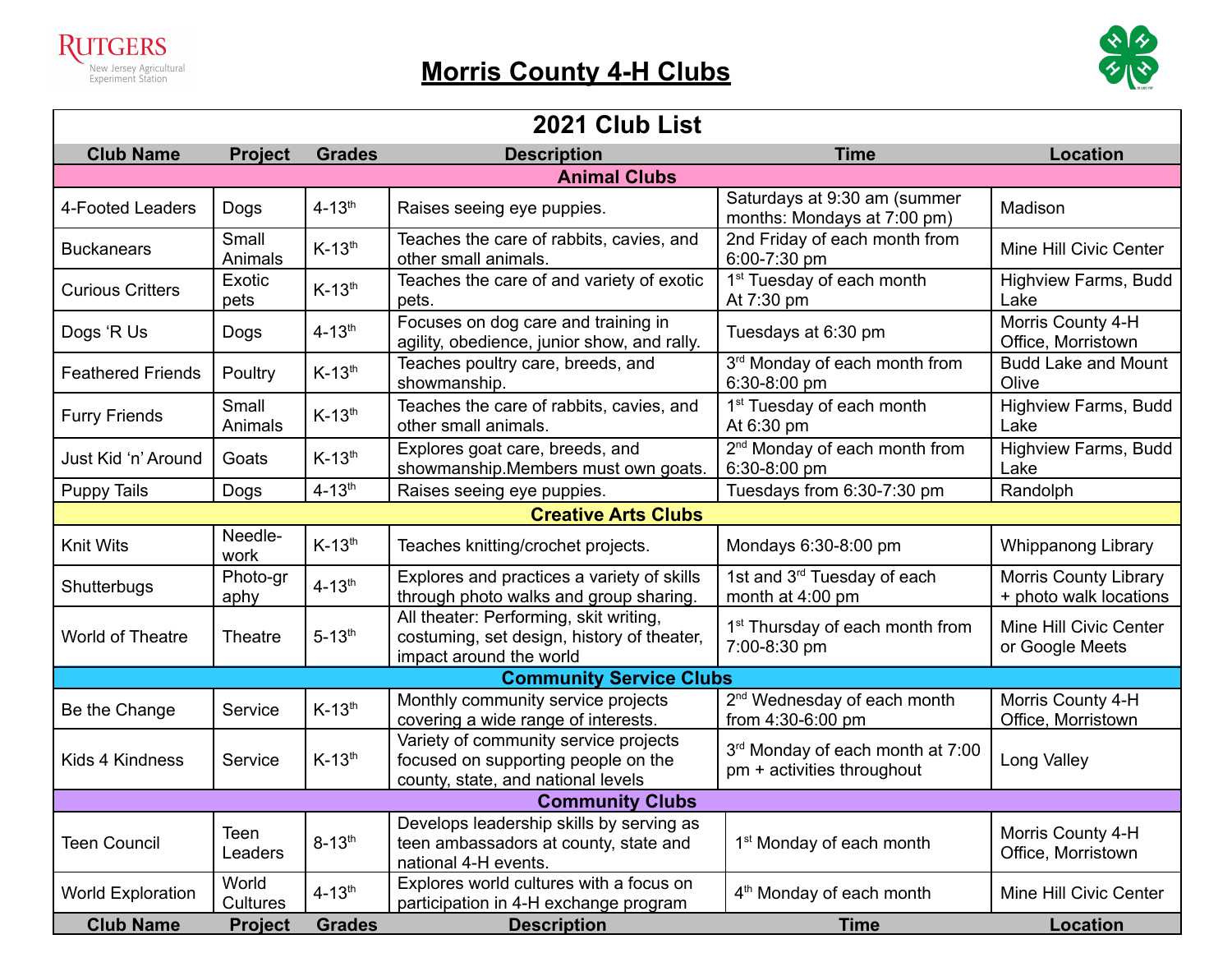# Morris County 4-H Clubs

## 2021 Club List

| Club Name | Project | Grades | Description | Time | Location |
|---|---|---|---|---|---|
| **Animal Clubs** | | | | | |
| 4-Footed Leaders | Dogs | 4-13th | Raises seeing eye puppies. | Saturdays at 9:30 am (summer months: Mondays at 7:00 pm) | Madison |
| Buckanears | Small Animals | K-13th | Teaches the care of rabbits, cavies, and other small animals. | 2nd Friday of each month from 6:00-7:30 pm | Mine Hill Civic Center |
| Curious Critters | Exotic pets | K-13th | Teaches the care of and variety of exotic pets. | 1st Tuesday of each month At 7:30 pm | Highview Farms, Budd Lake |
| Dogs 'R Us | Dogs | 4-13th | Focuses on dog care and training in agility, obedience, junior show, and rally. | Tuesdays at 6:30 pm | Morris County 4-H Office, Morristown |
| Feathered Friends | Poultry | K-13th | Teaches poultry care, breeds, and showmanship. | 3rd Monday of each month from 6:30-8:00 pm | Budd Lake and Mount Olive |
| Furry Friends | Small Animals | K-13th | Teaches the care of rabbits, cavies, and other small animals. | 1st Tuesday of each month At 6:30 pm | Highview Farms, Budd Lake |
| Just Kid 'n' Around | Goats | K-13th | Explores goat care, breeds, and showmanship.Members must own goats. | 2nd Monday of each month from 6:30-8:00 pm | Highview Farms, Budd Lake |
| Puppy Tails | Dogs | 4-13th | Raises seeing eye puppies. | Tuesdays from 6:30-7:30 pm | Randolph |
| **Creative Arts Clubs** | | | | | |
| Knit Wits | Needle-work | K-13th | Teaches knitting/crochet projects. | Mondays 6:30-8:00 pm | Whippanong Library |
| Shutterbugs | Photo-graphy | 4-13th | Explores and practices a variety of skills through photo walks and group sharing. | 1st and 3rd Tuesday of each month at 4:00 pm | Morris County Library + photo walk locations |
| World of Theatre | Theatre | 5-13th | All theater: Performing, skit writing, costuming, set design, history of theater, impact around the world | 1st Thursday of each month from 7:00-8:30 pm | Mine Hill Civic Center or Google Meets |
| **Community Service Clubs** | | | | | |
| Be the Change | Service | K-13th | Monthly community service projects covering a wide range of interests. | 2nd Wednesday of each month from 4:30-6:00 pm | Morris County 4-H Office, Morristown |
| Kids 4 Kindness | Service | K-13th | Variety of community service projects focused on supporting people on the county, state, and national levels | 3rd Monday of each month at 7:00 pm + activities throughout | Long Valley |
| **Community Clubs** | | | | | |
| Teen Council | Teen Leaders | 8-13th | Develops leadership skills by serving as teen ambassadors at county, state and national 4-H events. | 1st Monday of each month | Morris County 4-H Office, Morristown |
| World Exploration | World Cultures | 4-13th | Explores world cultures with a focus on participation in 4-H exchange program | 4th Monday of each month | Mine Hill Civic Center |
| **Club Name** | **Project** | **Grades** | **Description** | **Time** | **Location** |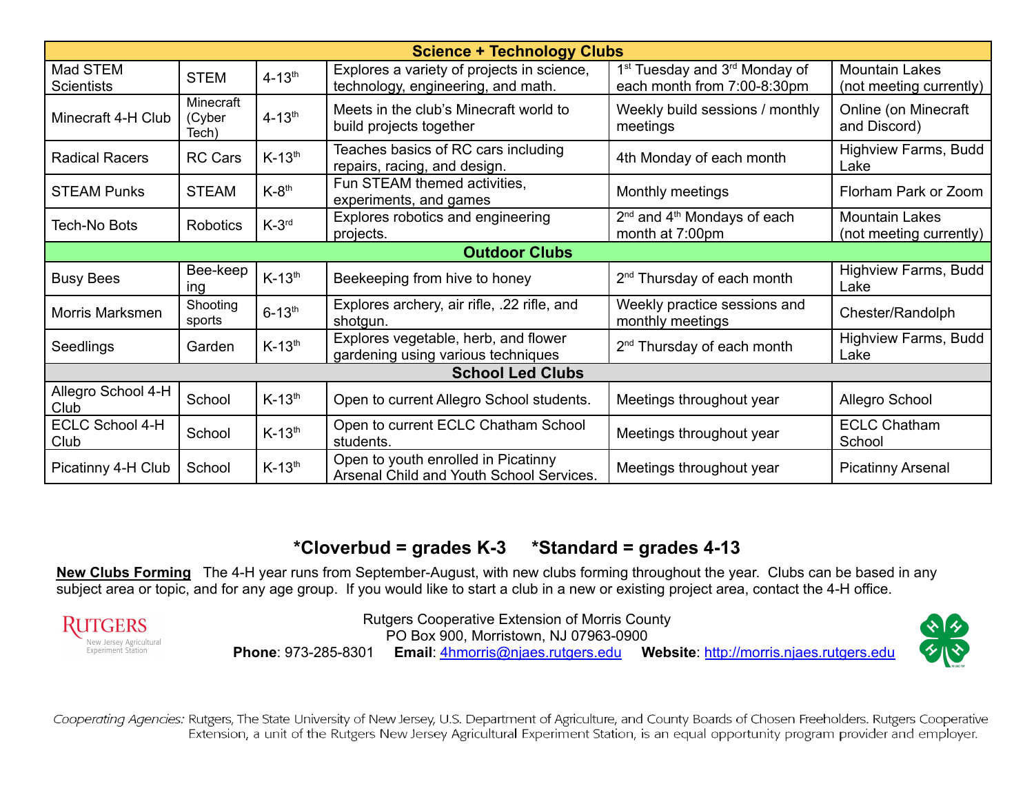| | | | | | |
|---|---|---|---|---|---|
| **Science + Technology Clubs** | | | | | |
| Mad STEM Scientists | STEM | 4-13th | Explores a variety of projects in science, technology, engineering, and math. | 1st Tuesday and 3rd Monday of each month from 7:00-8:30pm | Mountain Lakes (not meeting currently) |
| Minecraft 4-H Club | Minecraft (Cyber Tech) | 4-13th | Meets in the club's Minecraft world to build projects together | Weekly build sessions / monthly meetings | Online (on Minecraft and Discord) |
| Radical Racers | RC Cars | K-13th | Teaches basics of RC cars including repairs, racing, and design. | 4th Monday of each month | Highview Farms, Budd Lake |
| STEAM Punks | STEAM | K-8th | Fun STEAM themed activities, experiments, and games | Monthly meetings | Florham Park or Zoom |
| Tech-No Bots | Robotics | K-3rd | Explores robotics and engineering projects. | 2nd and 4th Mondays of each month at 7:00pm | Mountain Lakes (not meeting currently) |
| **Outdoor Clubs** | | | | | |
| Busy Bees | Bee-keeping | K-13th | Beekeeping from hive to honey | 2nd Thursday of each month | Highview Farms, Budd Lake |
| Morris Marksmen | Shooting sports | 6-13th | Explores archery, air rifle, .22 rifle, and shotgun. | Weekly practice sessions and monthly meetings | Chester/Randolph |
| Seedlings | Garden | K-13th | Explores vegetable, herb, and flower gardening using various techniques | 2nd Thursday of each month | Highview Farms, Budd Lake |
| **School Led Clubs** | | | | | |
| Allegro School 4-H Club | School | K-13th | Open to current Allegro School students. | Meetings throughout year | Allegro School |
| ECLC School 4-H Club | School | K-13th | Open to current ECLC Chatham School students. | Meetings throughout year | ECLC Chatham School |
| Picatinny 4-H Club | School | K-13th | Open to youth enrolled in Picatinny Arsenal Child and Youth School Services. | Meetings throughout year | Picatinny Arsenal |

**\*Cloverbud = grades K-3 \*Standard = grades 4-13**

**New Clubs Forming** The 4-H year runs from September-August, with new clubs forming throughout the year. Clubs can be based in any subject area or topic, and for any age group. If you would like to start a club in a new or existing project area, contact the 4-H office.

RUTGERS
New Jersey Agricultural Experiment Station

Rutgers Cooperative Extension of Morris County
PO Box 900, Morristown, NJ 07963-0900
**Phone**: 973-285-8301 **Email**: 4hmorris@njaes.rutgers.edu **Website**: http://morris.njaes.rutgers.edu

*Cooperating Agencies:* Rutgers, The State University of New Jersey, U.S. Department of Agriculture, and County Boards of Chosen Freeholders. Rutgers Cooperative Extension, a unit of the Rutgers New Jersey Agricultural Experiment Station, is an equal opportunity program provider and employer.